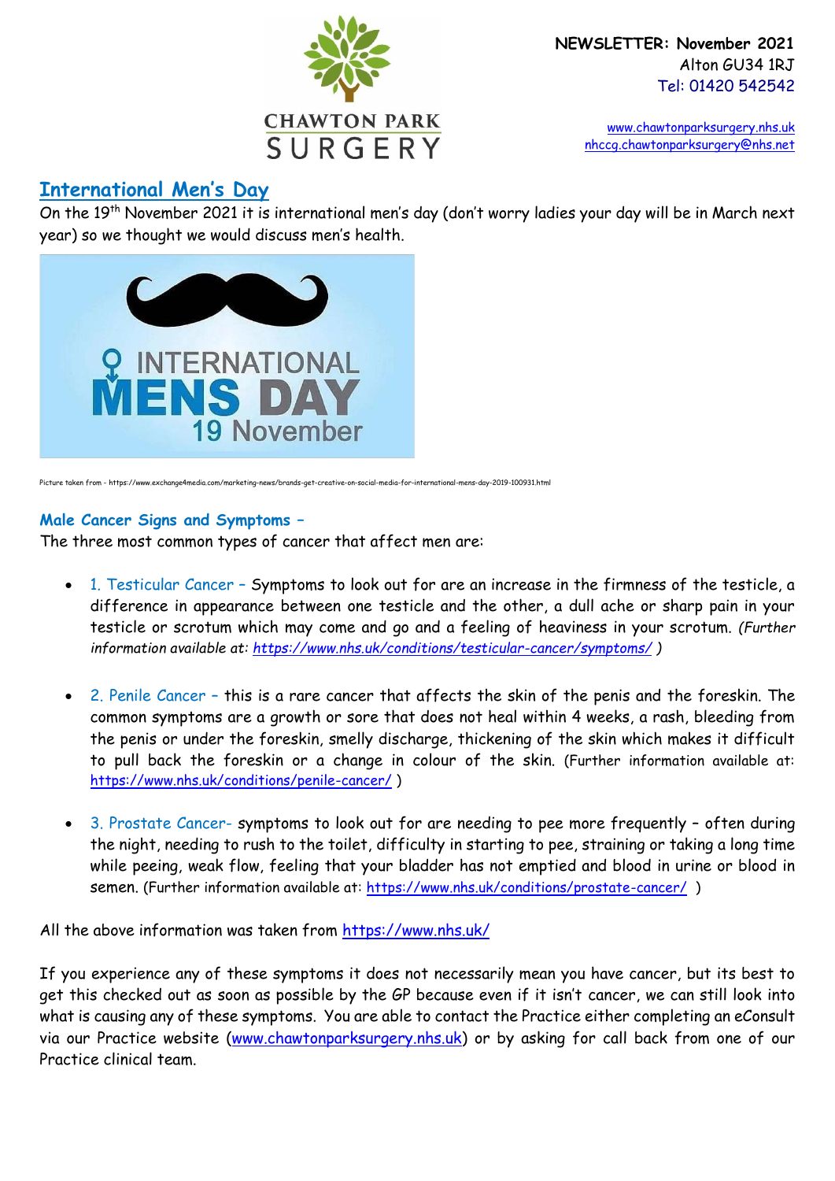**NEWSLETTER: November 2021**
Alton GU34 1RJ
Tel: 01420 542542

www.chawtonparksurgery.nhs.uk
nhccg.chawtonparksurgery@nhs.net

## International Men's Day

On the 19th November 2021 it is international men's day (don't worry ladies your day will be in March next year) so we thought we would discuss men's health.

Picture taken from - https://www.exchange4media.com/marketing-news/brands-get-creative-on-social-media-for-international-mens-day-2019-100931.html

### Male Cancer Signs and Symptoms –

The three most common types of cancer that affect men are:

- 1. Testicular Cancer – Symptoms to look out for are an increase in the firmness of the testicle, a difference in appearance between one testicle and the other, a dull ache or sharp pain in your testicle or scrotum which may come and go and a feeling of heaviness in your scrotum. *(Further information available at: https://www.nhs.uk/conditions/testicular-cancer/symptoms/ )*

- 2. Penile Cancer – this is a rare cancer that affects the skin of the penis and the foreskin. The common symptoms are a growth or sore that does not heal within 4 weeks, a rash, bleeding from the penis or under the foreskin, smelly discharge, thickening of the skin which makes it difficult to pull back the foreskin or a change in colour of the skin. (Further information available at: https://www.nhs.uk/conditions/penile-cancer/ )

- 3. Prostate Cancer- symptoms to look out for are needing to pee more frequently – often during the night, needing to rush to the toilet, difficulty in starting to pee, straining or taking a long time while peeing, weak flow, feeling that your bladder has not emptied and blood in urine or blood in semen. (Further information available at: https://www.nhs.uk/conditions/prostate-cancer/ )

All the above information was taken from https://www.nhs.uk/

If you experience any of these symptoms it does not necessarily mean you have cancer, but its best to get this checked out as soon as possible by the GP because even if it isn't cancer, we can still look into what is causing any of these symptoms. You are able to contact the Practice either completing an eConsult via our Practice website (www.chawtonparksurgery.nhs.uk) or by asking for call back from one of our Practice clinical team.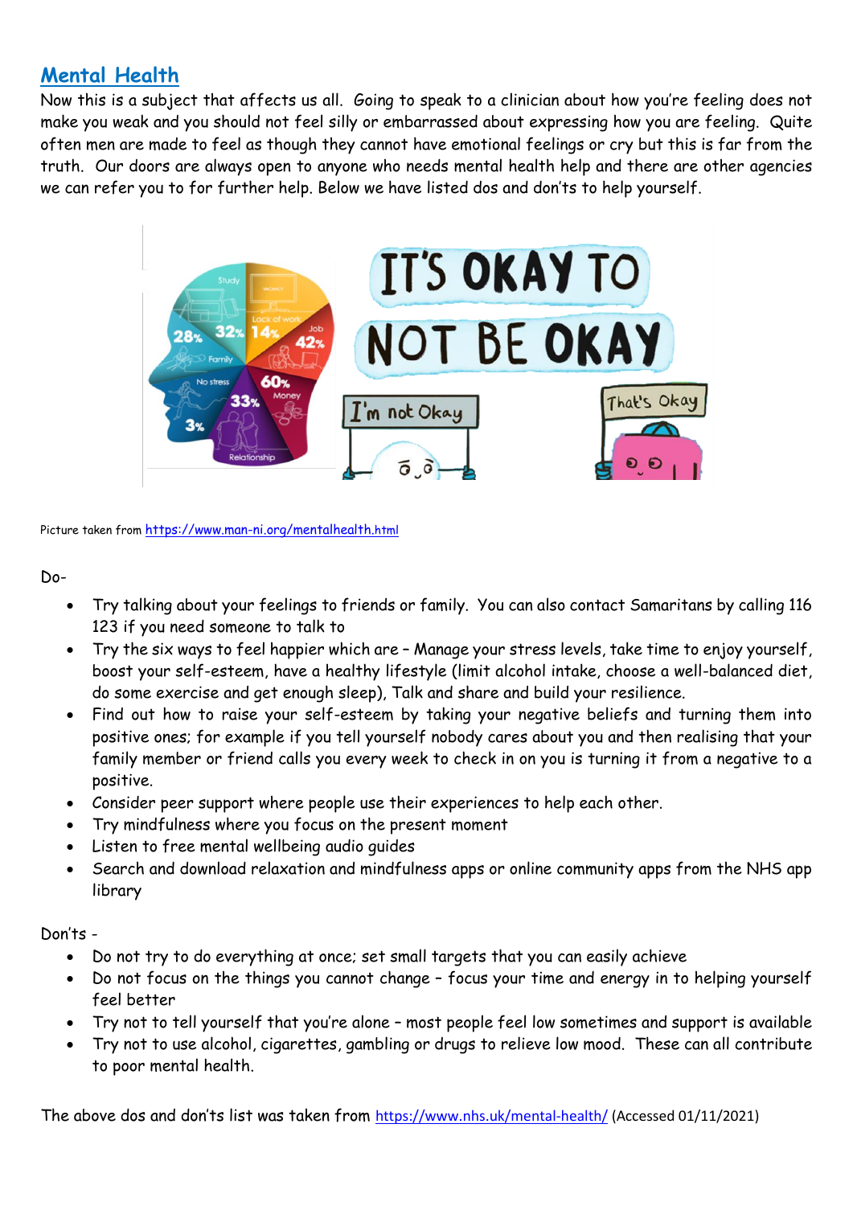## Mental Health

Now this is a subject that affects us all. Going to speak to a clinician about how you're feeling does not make you weak and you should not feel silly or embarrassed about expressing how you are feeling. Quite often men are made to feel as though they cannot have emotional feelings or cry but this is far from the truth. Our doors are always open to anyone who needs mental health help and there are other agencies we can refer you to for further help. Below we have listed dos and don'ts to help yourself.

Picture taken from https://www.man-ni.org/mentalhealth.html

Do-

- Try talking about your feelings to friends or family. You can also contact Samaritans by calling 116 123 if you need someone to talk to
- Try the six ways to feel happier which are – Manage your stress levels, take time to enjoy yourself, boost your self-esteem, have a healthy lifestyle (limit alcohol intake, choose a well-balanced diet, do some exercise and get enough sleep), Talk and share and build your resilience.
- Find out how to raise your self-esteem by taking your negative beliefs and turning them into positive ones; for example if you tell yourself nobody cares about you and then realising that your family member or friend calls you every week to check in on you is turning it from a negative to a positive.
- Consider peer support where people use their experiences to help each other.
- Try mindfulness where you focus on the present moment
- Listen to free mental wellbeing audio guides
- Search and download relaxation and mindfulness apps or online community apps from the NHS app library

Don'ts -

- Do not try to do everything at once; set small targets that you can easily achieve
- Do not focus on the things you cannot change – focus your time and energy in to helping yourself feel better
- Try not to tell yourself that you're alone – most people feel low sometimes and support is available
- Try not to use alcohol, cigarettes, gambling or drugs to relieve low mood. These can all contribute to poor mental health.

The above dos and don'ts list was taken from https://www.nhs.uk/mental-health/ (Accessed 01/11/2021)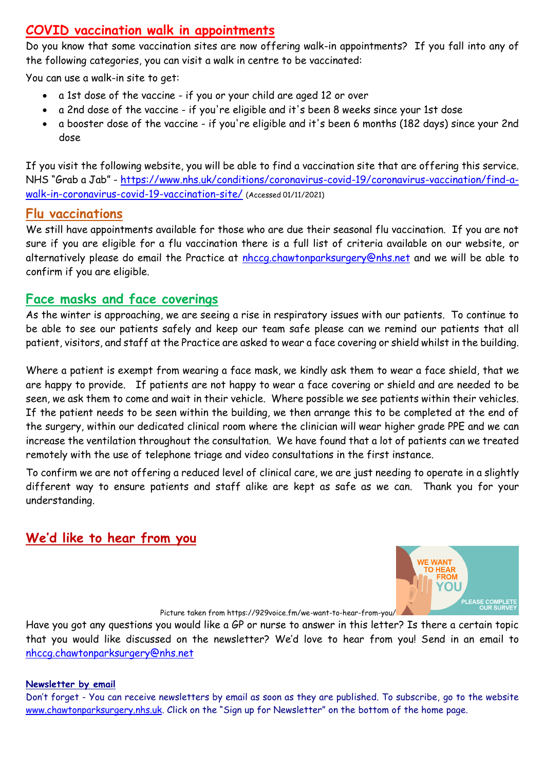## COVID vaccination walk in appointments

Do you know that some vaccination sites are now offering walk-in appointments? If you fall into any of the following categories, you can visit a walk in centre to be vaccinated:

You can use a walk-in site to get:

- a 1st dose of the vaccine - if you or your child are aged 12 or over
- a 2nd dose of the vaccine - if you're eligible and it's been 8 weeks since your 1st dose
- a booster dose of the vaccine - if you're eligible and it's been 6 months (182 days) since your 2nd dose

If you visit the following website, you will be able to find a vaccination site that are offering this service. NHS "Grab a Jab" - https://www.nhs.uk/conditions/coronavirus-covid-19/coronavirus-vaccination/find-a-walk-in-coronavirus-covid-19-vaccination-site/ (Accessed 01/11/2021)

## Flu vaccinations

We still have appointments available for those who are due their seasonal flu vaccination. If you are not sure if you are eligible for a flu vaccination there is a full list of criteria available on our website, or alternatively please do email the Practice at nhccg.chawtonparksurgery@nhs.net and we will be able to confirm if you are eligible.

## Face masks and face coverings

As the winter is approaching, we are seeing a rise in respiratory issues with our patients. To continue to be able to see our patients safely and keep our team safe please can we remind our patients that all patient, visitors, and staff at the Practice are asked to wear a face covering or shield whilst in the building.

Where a patient is exempt from wearing a face mask, we kindly ask them to wear a face shield, that we are happy to provide. If patients are not happy to wear a face covering or shield and are needed to be seen, we ask them to come and wait in their vehicle. Where possible we see patients within their vehicles. If the patient needs to be seen within the building, we then arrange this to be completed at the end of the surgery, within our dedicated clinical room where the clinician will wear higher grade PPE and we can increase the ventilation throughout the consultation. We have found that a lot of patients can we treated remotely with the use of telephone triage and video consultations in the first instance.

To confirm we are not offering a reduced level of clinical care, we are just needing to operate in a slightly different way to ensure patients and staff alike are kept as safe as we can. Thank you for your understanding.

## We'd like to hear from you

Picture taken from https://929voice.fm/we-want-to-hear-from-you/

Have you got any questions you would like a GP or nurse to answer in this letter? Is there a certain topic that you would like discussed on the newsletter? We'd love to hear from you! Send in an email to nhccg.chawtonparksurgery@nhs.net

**Newsletter by email**

Don't forget - You can receive newsletters by email as soon as they are published. To subscribe, go to the website www.chawtonparksurgery.nhs.uk. Click on the "Sign up for Newsletter" on the bottom of the home page.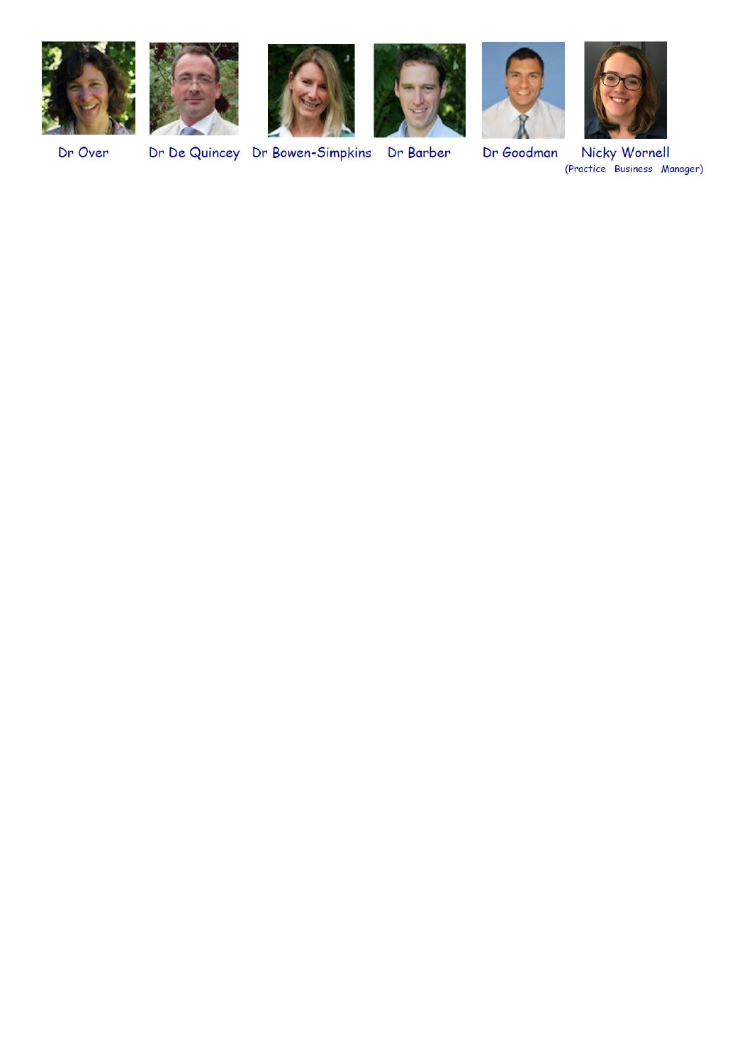Dr Over

Dr De Quincey

Dr Bowen-Simpkins

Dr Barber

Dr Goodman

Nicky Wornell
(Practice Business Manager)